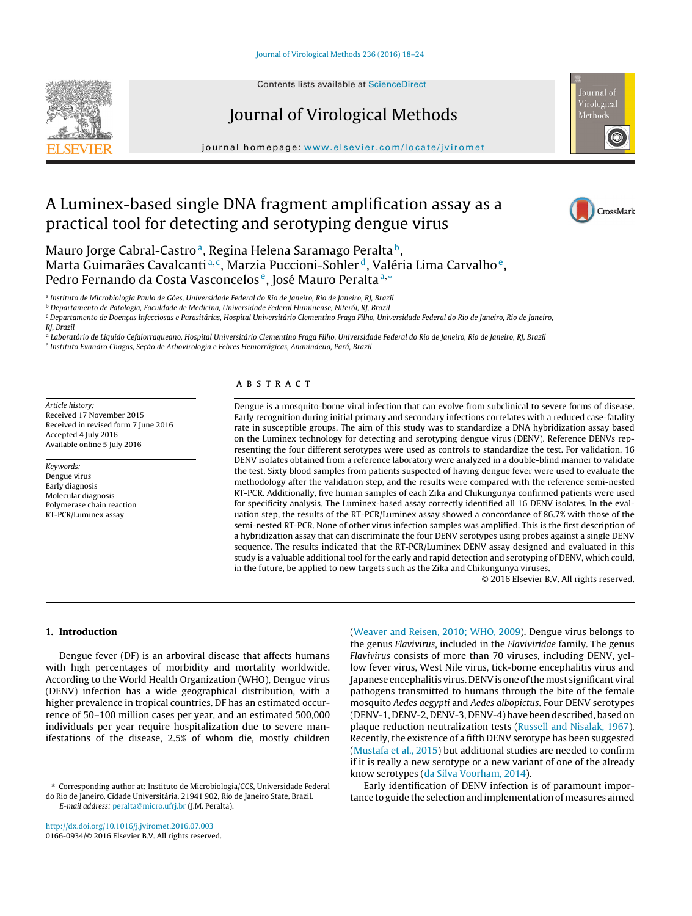# A Luminex-based single DNA fragment amplification assay as a practical tool for detecting and serotyping dengue virus

Mauro Jorge Cabral-Castro[a], Regina Helena Saramago Peralta[b], Marta Guimarães Cavalcanti[a,c], Marzia Puccioni-Sohler[d], Valéria Lima Carvalho[e], Pedro Fernando da Costa Vasconcelos[e], José Mauro Peralta[a,*]

[a] Instituto de Microbiologia Paulo de Góes, Universidade Federal do Rio de Janeiro, Rio de Janeiro, RJ, Brazil
[b] Departamento de Patologia, Faculdade de Medicina, Universidade Federal Fluminense, Niterói, RJ, Brazil
[c] Departamento de Doenças Infecciosas e Parasitárias, Hospital Universitário Clementino Fraga Filho, Universidade Federal do Rio de Janeiro, Rio de Janeiro, RJ, Brazil
[d] Laboratório de Líquido Cefalorraqueano, Hospital Universitário Clementino Fraga Filho, Universidade Federal do Rio de Janeiro, Rio de Janeiro, RJ, Brazil
[e] Instituto Evandro Chagas, Seção de Arbovirologia e Febres Hemorrágicas, Ananindeua, Pará, Brazil

*Article history:*
Received 17 November 2015
Received in revised form 7 June 2016
Accepted 4 July 2016
Available online 5 July 2016

*Keywords:*
Dengue virus
Early diagnosis
Molecular diagnosis
Polymerase chain reaction
RT-PCR/Luminex assay

## ABSTRACT

Dengue is a mosquito-borne viral infection that can evolve from subclinical to severe forms of disease. Early recognition during initial primary and secondary infections correlates with a reduced case-fatality rate in susceptible groups. The aim of this study was to standardize a DNA hybridization assay based on the Luminex technology for detecting and serotyping dengue virus (DENV). Reference DENVs representing the four different serotypes were used as controls to standardize the test. For validation, 16 DENV isolates obtained from a reference laboratory were analyzed in a double-blind manner to validate the test. Sixty blood samples from patients suspected of having dengue fever were used to evaluate the methodology after the validation step, and the results were compared with the reference semi-nested RT-PCR. Additionally, five human samples of each Zika and Chikungunya confirmed patients were used for specificity analysis. The Luminex-based assay correctly identified all 16 DENV isolates. In the evaluation step, the results of the RT-PCR/Luminex assay showed a concordance of 86.7% with those of the semi-nested RT-PCR. None of other virus infection samples was amplified. This is the first description of a hybridization assay that can discriminate the four DENV serotypes using probes against a single DENV sequence. The results indicated that the RT-PCR/Luminex DENV assay designed and evaluated in this study is a valuable additional tool for the early and rapid detection and serotyping of DENV, which could, in the future, be applied to new targets such as the Zika and Chikungunya viruses.

© 2016 Elsevier B.V. All rights reserved.

## 1. Introduction

Dengue fever (DF) is an arboviral disease that affects humans with high percentages of morbidity and mortality worldwide. According to the World Health Organization (WHO), Dengue virus (DENV) infection has a wide geographical distribution, with a higher prevalence in tropical countries. DF has an estimated occurrence of 50–100 million cases per year, and an estimated 500,000 individuals per year require hospitalization due to severe manifestations of the disease, 2.5% of whom die, mostly children (Weaver and Reisen, 2010; WHO, 2009). Dengue virus belongs to the genus *Flavivirus*, included in the *Flaviviridae* family. The genus *Flavivirus* consists of more than 70 viruses, including DENV, yellow fever virus, West Nile virus, tick-borne encephalitis virus and Japanese encephalitis virus. DENV is one of the most significant viral pathogens transmitted to humans through the bite of the female mosquito *Aedes aegypti* and *Aedes albopictus*. Four DENV serotypes (DENV-1, DENV-2, DENV-3, DENV-4) have been described, based on plaque reduction neutralization tests (Russell and Nisalak, 1967). Recently, the existence of a fifth DENV serotype has been suggested (Mustafa et al., 2015) but additional studies are needed to confirm if it is really a new serotype or a new variant of one of the already know serotypes (da Silva Voorham, 2014).

Early identification of DENV infection is of paramount importance to guide the selection and implementation of measures aimed

* Corresponding author at: Instituto de Microbiologia/CCS, Universidade Federal do Rio de Janeiro, Cidade Universitária, 21941 902, Rio de Janeiro State, Brazil.
*E-mail address:* peralta@micro.ufrj.br (J.M. Peralta).

http://dx.doi.org/10.1016/j.jviromet.2016.07.003
0166-0934/© 2016 Elsevier B.V. All rights reserved.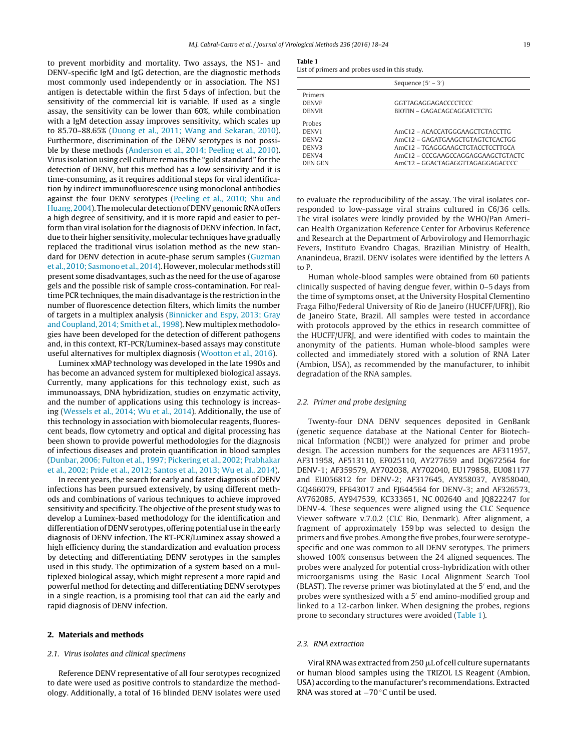to prevent morbidity and mortality. Two assays, the NS1- and DENV-specific IgM and IgG detection, are the diagnostic methods most commonly used independently or in association. The NS1 antigen is detectable within the first 5 days of infection, but the sensitivity of the commercial kit is variable. If used as a single assay, the sensitivity can be lower than 60%, while combination with a IgM detection assay improves sensitivity, which scales up to 85.70–88.65% (Duong et al., 2011; Wang and Sekaran, 2010). Furthermore, discrimination of the DENV serotypes is not possible by these methods (Anderson et al., 2014; Peeling et al., 2010). Virus isolation using cell culture remains the "gold standard" for the detection of DENV, but this method has a low sensitivity and it is time-consuming, as it requires additional steps for viral identification by indirect immunofluorescence using monoclonal antibodies against the four DENV serotypes (Peeling et al., 2010; Shu and Huang, 2004). The molecular detection of DENV genomic RNA offers a high degree of sensitivity, and it is more rapid and easier to perform than viral isolation for the diagnosis of DENV infection. In fact, due to their higher sensitivity, molecular techniques have gradually replaced the traditional virus isolation method as the new standard for DENV detection in acute-phase serum samples (Guzman et al., 2010; Sasmono et al., 2014). However, molecular methods still present some disadvantages, such as the need for the use of agarose gels and the possible risk of sample cross-contamination. For real-time PCR techniques, the main disadvantage is the restriction in the number of fluorescence detection filters, which limits the number of targets in a multiplex analysis (Binnicker and Espy, 2013; Gray and Coupland, 2014; Smith et al., 1998). New multiplex methodologies have been developed for the detection of different pathogens and, in this context, RT-PCR/Luminex-based assays may constitute useful alternatives for multiplex diagnosis (Wootton et al., 2016).

Luminex xMAP technology was developed in the late 1990s and has become an advanced system for multiplexed biological assays. Currently, many applications for this technology exist, such as immunoassays, DNA hybridization, studies on enzymatic activity, and the number of applications using this technology is increasing (Wessels et al., 2014; Wu et al., 2014). Additionally, the use of this technology in association with biomolecular reagents, fluorescent beads, flow cytometry and optical and digital processing has been shown to provide powerful methodologies for the diagnosis of infectious diseases and protein quantification in blood samples (Dunbar, 2006; Fulton et al., 1997; Pickering et al., 2002; Prabhakar et al., 2002; Pride et al., 2012; Santos et al., 2013; Wu et al., 2014).

In recent years, the search for early and faster diagnosis of DENV infections has been pursued extensively, by using different methods and combinations of various techniques to achieve improved sensitivity and specificity. The objective of the present study was to develop a Luminex-based methodology for the identification and differentiation of DENV serotypes, offering potential use in the early diagnosis of DENV infection. The RT-PCR/Luminex assay showed a high efficiency during the standardization and evaluation process by detecting and differentiating DENV serotypes in the samples used in this study. The optimization of a system based on a multiplexed biological assay, which might represent a more rapid and powerful method for detecting and differentiating DENV serotypes in a single reaction, is a promising tool that can aid the early and rapid diagnosis of DENV infection.

## 2. Materials and methods

### 2.1. Virus isolates and clinical specimens

Reference DENV representative of all four serotypes recognized to date were used as positive controls to standardize the methodology. Additionally, a total of 16 blinded DENV isolates were used to evaluate the reproducibility of the assay. The viral isolates corresponded to low-passage viral strains cultured in C6/36 cells. The viral isolates were kindly provided by the WHO/Pan American Health Organization Reference Center for Arbovirus Reference and Research at the Department of Arbovirology and Hemorrhagic Fevers, Instituto Evandro Chagas, Brazilian Ministry of Health, Ananindeua, Brazil. DENV isolates were identified by the letters A to P.

Human whole-blood samples were obtained from 60 patients clinically suspected of having dengue fever, within 0–5 days from the time of symptoms onset, at the University Hospital Clementino Fraga Filho/Federal University of Rio de Janeiro (HUCFF/UFRJ), Rio de Janeiro State, Brazil. All samples were tested in accordance with protocols approved by the ethics in research committee of the HUCFF/UFRJ, and were identified with codes to maintain the anonymity of the patients. Human whole-blood samples were collected and immediately stored with a solution of RNA Later (Ambion, USA), as recommended by the manufacturer, to inhibit degradation of the RNA samples.

**Table 1**
List of primers and probes used in this study.

| | Sequence (5′ – 3′) |
|---|---|
| Primers | |
| DENVF | GGTTAGAGGAGACCCCTCCC |
| DENVR | BIOTIN – GAGACAGCAGGATCTCTG |
| Probes | |
| DENV1 | AmC12 – ACACCATGGGAAGCTGTACCTTG |
| DENV2 | AmC12 – GAGATGAAGCTGTAGTCTCACTGG |
| DENV3 | AmC12 – TGAGGGAAGCTGTACCTCCTTGCA |
| DENV4 | AmC12 – CCCGAAGCCAGGAGGAAGCTGTACTC |
| DEN GEN | AmC12 – GGACTAGAGGTTAGAGGAGACCCC |

### 2.2. Primer and probe designing

Twenty-four DNA DENV sequences deposited in GenBank (genetic sequence database at the National Center for Biotechnical Information (NCBI)) were analyzed for primer and probe designing. The accession numbers for the sequences are AF311957, AF311958, AF513110, EF025110, AY277659 and DQ672564 for DENV-1; AF359579, AY702038, AY702040, EU179858, EU081177 and EU056812 for DENV-2; AF317645, AY858037, AY858040, GQ466079, EF643017 and FJ644564 for DENV-3; and AF326573, AY762085, AY947539, KC333651, NC_002640 and JQ822247 for DENV-4. These sequences were aligned using the CLC Sequence Viewer software v.7.0.2 (CLC Bio, Denmark). After alignment, a fragment of approximately 159 bp was selected to design the primers and five probes. Among the five probes, four were serotype-specific and one was common to all DENV serotypes. The primers showed 100% consensus between the 24 aligned sequences. The probes were analyzed for potential cross-hybridization with other microorganisms using the Basic Local Alignment Search Tool (BLAST). The reverse primer was biotinylated at the 5′ end, and the probes were synthesized with a 5′ end amino-modified group and linked to a 12-carbon linker. When designing the probes, regions prone to secondary structures were avoided (Table 1).

### 2.3. RNA extraction

Viral RNA was extracted from 250 μL of cell culture supernatants or human blood samples using the TRIZOL LS Reagent (Ambion, USA) according to the manufacturer's recommendations. Extracted RNA was stored at −70 °C until be used.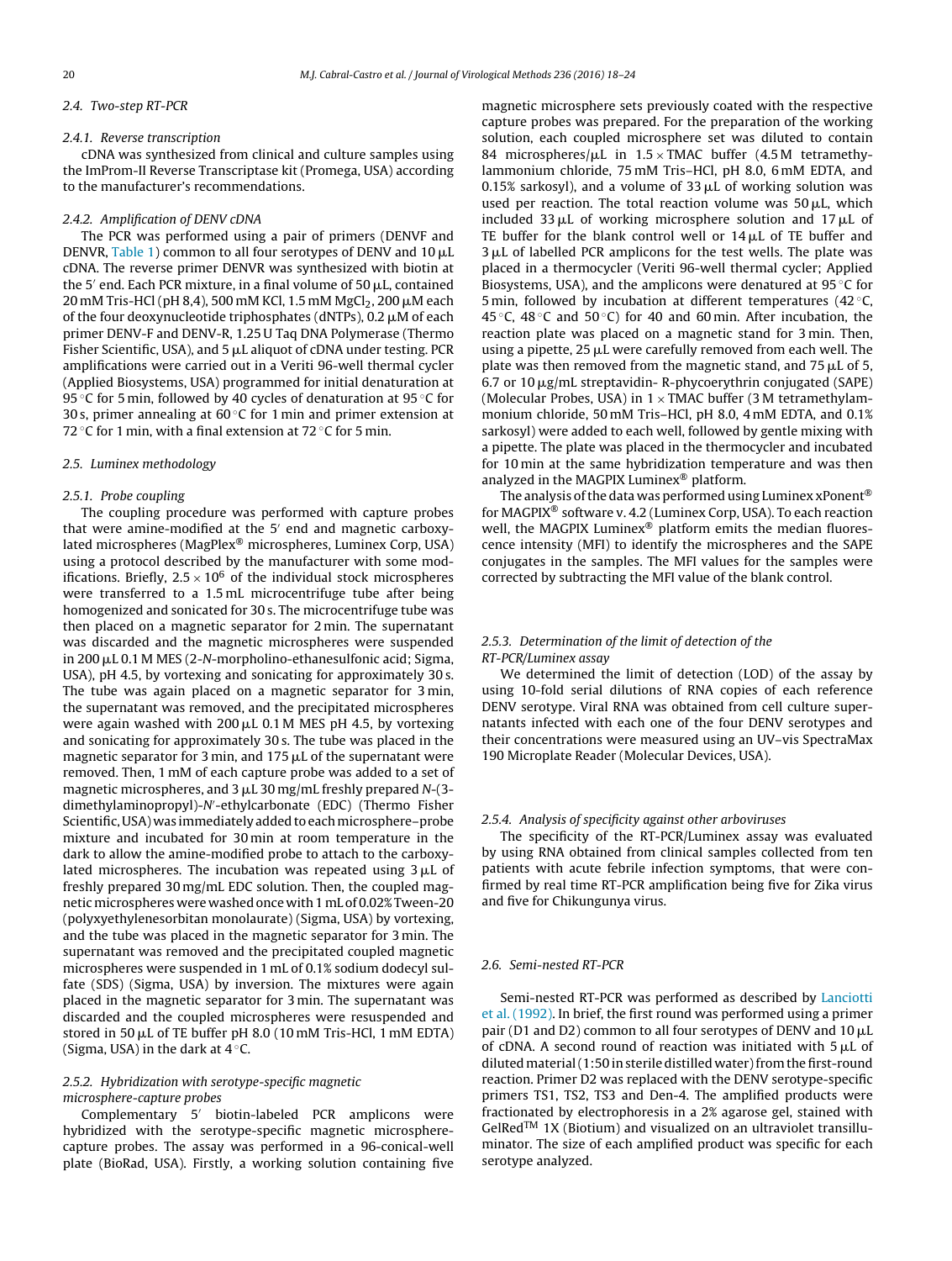### 2.4. Two-step RT-PCR

#### 2.4.1. Reverse transcription

cDNA was synthesized from clinical and culture samples using the ImProm-II Reverse Transcriptase kit (Promega, USA) according to the manufacturer's recommendations.

#### 2.4.2. Amplification of DENV cDNA

The PCR was performed using a pair of primers (DENVF and DENVR, Table 1) common to all four serotypes of DENV and 10 μL cDNA. The reverse primer DENVR was synthesized with biotin at the 5′ end. Each PCR mixture, in a final volume of 50 μL, contained 20 mM Tris-HCl (pH 8,4), 500 mM KCl, 1.5 mM $MgCl_2$, 200 μM each of the four deoxynucleotide triphosphates (dNTPs), 0.2 μM of each primer DENV-F and DENV-R, 1.25 U Taq DNA Polymerase (Thermo Fisher Scientific, USA), and 5 μL aliquot of cDNA under testing. PCR amplifications were carried out in a Veriti 96-well thermal cycler (Applied Biosystems, USA) programmed for initial denaturation at 95 °C for 5 min, followed by 40 cycles of denaturation at 95 °C for 30 s, primer annealing at 60 °C for 1 min and primer extension at 72 °C for 1 min, with a final extension at 72 °C for 5 min.

### 2.5. Luminex methodology

#### 2.5.1. Probe coupling

The coupling procedure was performed with capture probes that were amine-modified at the 5′ end and magnetic carboxylated microspheres (MagPlex® microspheres, Luminex Corp, USA) using a protocol described by the manufacturer with some modifications. Briefly, $2.5 \times 10^6$ of the individual stock microspheres were transferred to a 1.5 mL microcentrifuge tube after being homogenized and sonicated for 30 s. The microcentrifuge tube was then placed on a magnetic separator for 2 min. The supernatant was discarded and the magnetic microspheres were suspended in 200 μL 0.1 M MES (2-*N*-morpholino-ethanesulfonic acid; Sigma, USA), pH 4.5, by vortexing and sonicating for approximately 30 s. The tube was again placed on a magnetic separator for 3 min, the supernatant was removed, and the precipitated microspheres were again washed with 200 μL 0.1 M MES pH 4.5, by vortexing and sonicating for approximately 30 s. The tube was placed in the magnetic separator for 3 min, and 175 μL of the supernatant were removed. Then, 1 mM of each capture probe was added to a set of magnetic microspheres, and 3 μL 30 mg/mL freshly prepared *N*-(3-dimethylaminopropyl)-*N*′-ethylcarbonate (EDC) (Thermo Fisher Scientific, USA) was immediately added to each microsphere–probe mixture and incubated for 30 min at room temperature in the dark to allow the amine-modified probe to attach to the carboxylated microspheres. The incubation was repeated using 3 μL of freshly prepared 30 mg/mL EDC solution. Then, the coupled magnetic microspheres were washed once with 1 mL of 0.02% Tween-20 (polyxyethylenesorbitan monolaurate) (Sigma, USA) by vortexing, and the tube was placed in the magnetic separator for 3 min. The supernatant was removed and the precipitated coupled magnetic microspheres were suspended in 1 mL of 0.1% sodium dodecyl sulfate (SDS) (Sigma, USA) by inversion. The mixtures were again placed in the magnetic separator for 3 min. The supernatant was discarded and the coupled microspheres were resuspended and stored in 50 μL of TE buffer pH 8.0 (10 mM Tris-HCl, 1 mM EDTA) (Sigma, USA) in the dark at 4 °C.

#### 2.5.2. Hybridization with serotype-specific magnetic microsphere-capture probes

Complementary 5′ biotin-labeled PCR amplicons were hybridized with the serotype-specific magnetic microsphere-capture probes. The assay was performed in a 96-conical-well plate (BioRad, USA). Firstly, a working solution containing five magnetic microsphere sets previously coated with the respective capture probes was prepared. For the preparation of the working solution, each coupled microsphere set was diluted to contain 84 microspheres/μL in 1.5 × TMAC buffer (4.5 M tetramethylammonium chloride, 75 mM Tris–HCl, pH 8.0, 6 mM EDTA, and 0.15% sarkosyl), and a volume of 33 μL of working solution was used per reaction. The total reaction volume was 50 μL, which included 33 μL of working microsphere solution and 17 μL of TE buffer for the blank control well or 14 μL of TE buffer and 3 μL of labelled PCR amplicons for the test wells. The plate was placed in a thermocycler (Veriti 96-well thermal cycler; Applied Biosystems, USA), and the amplicons were denatured at 95 °C for 5 min, followed by incubation at different temperatures (42 °C, 45 °C, 48 °C and 50 °C) for 40 and 60 min. After incubation, the reaction plate was placed on a magnetic stand for 3 min. Then, using a pipette, 25 μL were carefully removed from each well. The plate was then removed from the magnetic stand, and 75 μL of 5, 6.7 or 10 μg/mL streptavidin- R-phycoerythrin conjugated (SAPE) (Molecular Probes, USA) in 1 × TMAC buffer (3 M tetramethylammonium chloride, 50 mM Tris–HCl, pH 8.0, 4 mM EDTA, and 0.1% sarkosyl) were added to each well, followed by gentle mixing with a pipette. The plate was placed in the thermocycler and incubated for 10 min at the same hybridization temperature and was then analyzed in the MAGPIX Luminex® platform.

The analysis of the data was performed using Luminex xPonent® for MAGPIX® software v. 4.2 (Luminex Corp, USA). To each reaction well, the MAGPIX Luminex® platform emits the median fluorescence intensity (MFI) to identify the microspheres and the SAPE conjugates in the samples. The MFI values for the samples were corrected by subtracting the MFI value of the blank control.

#### 2.5.3. Determination of the limit of detection of the RT-PCR/Luminex assay

We determined the limit of detection (LOD) of the assay by using 10-fold serial dilutions of RNA copies of each reference DENV serotype. Viral RNA was obtained from cell culture supernatants infected with each one of the four DENV serotypes and their concentrations were measured using an UV–vis SpectraMax 190 Microplate Reader (Molecular Devices, USA).

#### 2.5.4. Analysis of specificity against other arboviruses

The specificity of the RT-PCR/Luminex assay was evaluated by using RNA obtained from clinical samples collected from ten patients with acute febrile infection symptoms, that were confirmed by real time RT-PCR amplification being five for Zika virus and five for Chikungunya virus.

### 2.6. Semi-nested RT-PCR

Semi-nested RT-PCR was performed as described by Lanciotti et al. (1992). In brief, the first round was performed using a primer pair (D1 and D2) common to all four serotypes of DENV and 10 μL of cDNA. A second round of reaction was initiated with 5 μL of diluted material (1:50 in sterile distilled water) from the first-round reaction. Primer D2 was replaced with the DENV serotype-specific primers TS1, TS2, TS3 and Den-4. The amplified products were fractionated by electrophoresis in a 2% agarose gel, stained with GelRed™ 1X (Biotium) and visualized on an ultraviolet transilluminator. The size of each amplified product was specific for each serotype analyzed.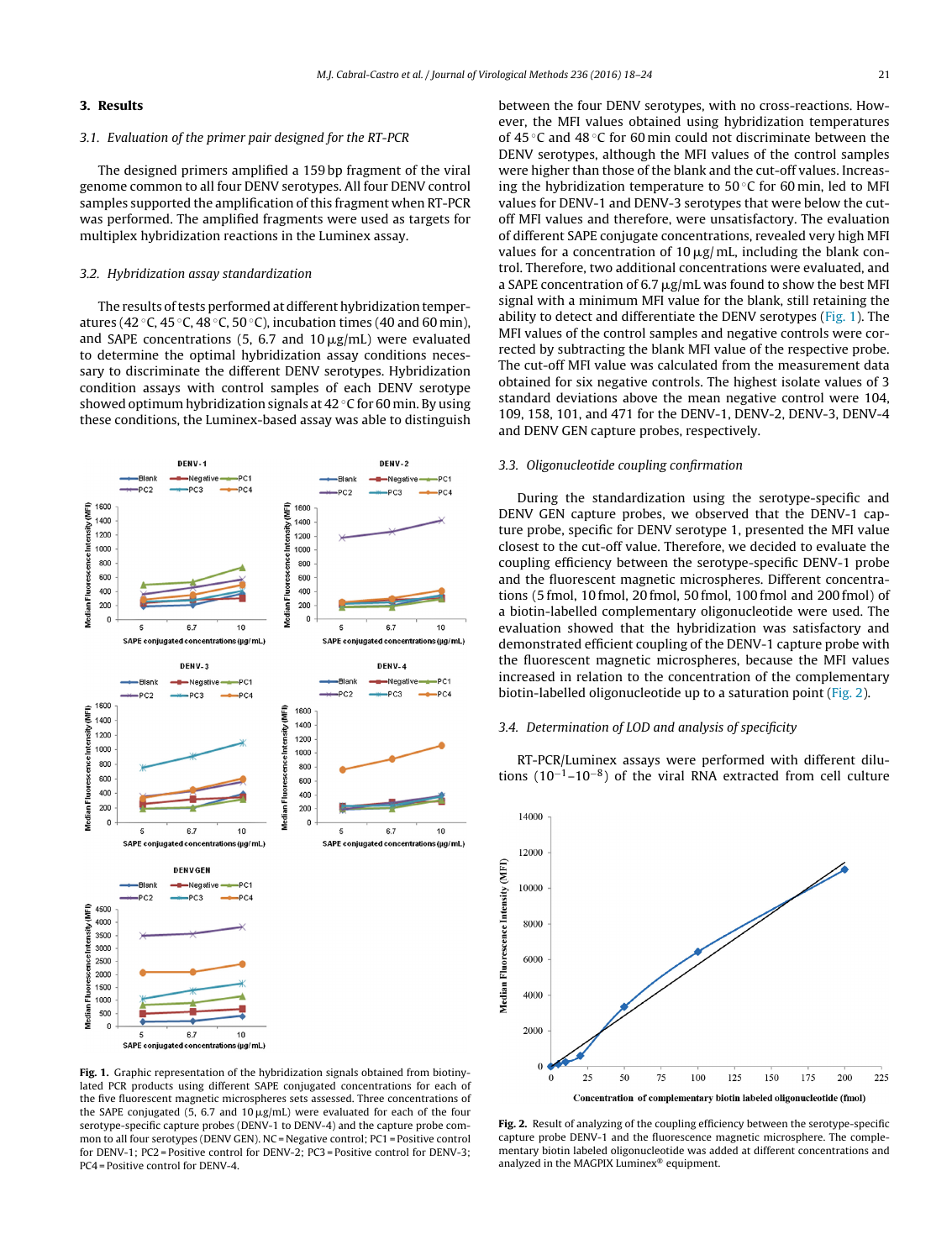## 3. Results

### 3.1. Evaluation of the primer pair designed for the RT-PCR

The designed primers amplified a 159 bp fragment of the viral genome common to all four DENV serotypes. All four DENV control samples supported the amplification of this fragment when RT-PCR was performed. The amplified fragments were used as targets for multiplex hybridization reactions in the Luminex assay.

### 3.2. Hybridization assay standardization

The results of tests performed at different hybridization temperatures (42 °C, 45 °C, 48 °C, 50 °C), incubation times (40 and 60 min), and SAPE concentrations (5, 6.7 and 10 μg/mL) were evaluated to determine the optimal hybridization assay conditions necessary to discriminate the different DENV serotypes. Hybridization condition assays with control samples of each DENV serotype showed optimum hybridization signals at 42 °C for 60 min. By using these conditions, the Luminex-based assay was able to distinguish between the four DENV serotypes, with no cross-reactions. However, the MFI values obtained using hybridization temperatures of 45 °C and 48 °C for 60 min could not discriminate between the DENV serotypes, although the MFI values of the control samples were higher than those of the blank and the cut-off values. Increasing the hybridization temperature to 50 °C for 60 min, led to MFI values for DENV-1 and DENV-3 serotypes that were below the cut-off MFI values and therefore, were unsatisfactory. The evaluation of different SAPE conjugate concentrations, revealed very high MFI values for a concentration of 10 μg/ mL, including the blank control. Therefore, two additional concentrations were evaluated, and a SAPE concentration of 6.7 μg/mL was found to show the best MFI signal with a minimum MFI value for the blank, still retaining the ability to detect and differentiate the DENV serotypes (Fig. 1). The MFI values of the control samples and negative controls were corrected by subtracting the blank MFI value of the respective probe. The cut-off MFI value was calculated from the measurement data obtained for six negative controls. The highest isolate values of 3 standard deviations above the mean negative control were 104, 109, 158, 101, and 471 for the DENV-1, DENV-2, DENV-3, DENV-4 and DENV GEN capture probes, respectively.

**Fig. 1.** Graphic representation of the hybridization signals obtained from biotinylated PCR products using different SAPE conjugated concentrations for each of the five fluorescent magnetic microspheres sets assessed. Three concentrations of the SAPE conjugated (5, 6.7 and 10 μg/mL) were evaluated for each of the four serotype-specific capture probes (DENV-1 to DENV-4) and the capture probe common to all four serotypes (DENV GEN). NC = Negative control; PC1 = Positive control for DENV-1; PC2 = Positive control for DENV-2; PC3 = Positive control for DENV-3; PC4 = Positive control for DENV-4.

### 3.3. Oligonucleotide coupling confirmation

During the standardization using the serotype-specific and DENV GEN capture probes, we observed that the DENV-1 capture probe, specific for DENV serotype 1, presented the MFI value closest to the cut-off value. Therefore, we decided to evaluate the coupling efficiency between the serotype-specific DENV-1 probe and the fluorescent magnetic microspheres. Different concentrations (5 fmol, 10 fmol, 20 fmol, 50 fmol, 100 fmol and 200 fmol) of a biotin-labelled complementary oligonucleotide were used. The evaluation showed that the hybridization was satisfactory and demonstrated efficient coupling of the DENV-1 capture probe with the fluorescent magnetic microspheres, because the MFI values increased in relation to the concentration of the complementary biotin-labelled oligonucleotide up to a saturation point (Fig. 2).

### 3.4. Determination of LOD and analysis of specificity

RT-PCR/Luminex assays were performed with different dilutions ($10^{-1}$–$10^{-8}$) of the viral RNA extracted from cell culture

**Fig. 2.** Result of analyzing of the coupling efficiency between the serotype-specific capture probe DENV-1 and the fluorescence magnetic microsphere. The complementary biotin labeled oligonucleotide was added at different concentrations and analyzed in the MAGPIX Luminex® equipment.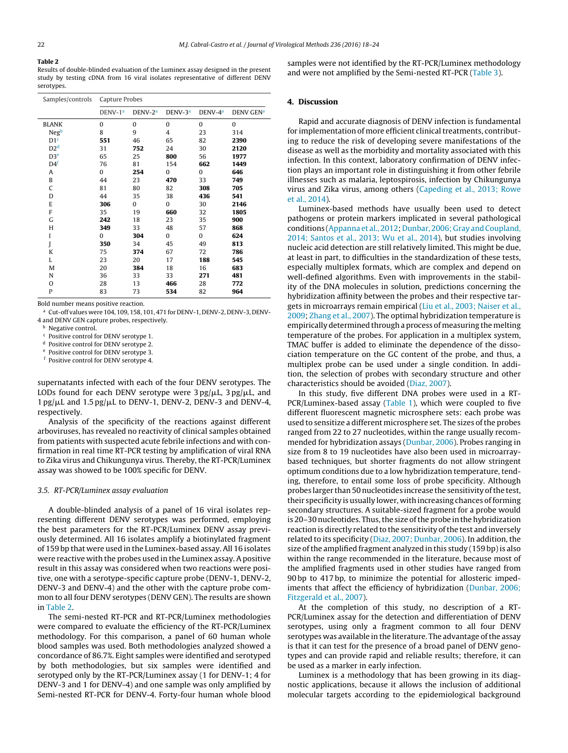**Table 2**
Results of double-blinded evaluation of the Luminex assay designed in the present study by testing cDNA from 16 viral isolates representative of different DENV serotypes.

| Samples/controls | Capture Probes | | | | |
|---|---|---|---|---|---|
| | DENV-1[a] | DENV-2[a] | DENV-3[a] | DENV-4[a] | DENV GEN[a] |
| BLANK | 0 | 0 | 0 | 0 | 0 |
| Neg[b] | 8 | 9 | 4 | 23 | 314 |
| D1[c] | **551** | 46 | 65 | 82 | **2390** |
| D2[d] | 31 | **752** | 24 | 30 | **2120** |
| D3[e] | 65 | 25 | **800** | 56 | **1977** |
| D4[f] | 76 | 81 | 154 | **662** | **1449** |
| A | 0 | **254** | 0 | 0 | **646** |
| B | 44 | 23 | **470** | 33 | **749** |
| C | 81 | 80 | 82 | **308** | **705** |
| D | 44 | 35 | 38 | **436** | **541** |
| E | **306** | 0 | 0 | 30 | **2146** |
| F | 35 | 19 | **660** | 32 | **1805** |
| G | **242** | 18 | 23 | 35 | **900** |
| H | **349** | 33 | 48 | 57 | **868** |
| I | 0 | **304** | 0 | 0 | **624** |
| J | **350** | 34 | 45 | 49 | **813** |
| K | 75 | **374** | 67 | 72 | **786** |
| L | 23 | 20 | 17 | **188** | **545** |
| M | 20 | **384** | 18 | 16 | **683** |
| N | 36 | 33 | 33 | **271** | **481** |
| O | 28 | 13 | **466** | 28 | **772** |
| P | 83 | 73 | **534** | 82 | **964** |

Bold number means positive reaction.
[a] Cut-off values were 104, 109, 158, 101, 471 for DENV-1, DENV-2, DENV-3, DENV-4 and DENV GEN capture probes, respectively.
[b] Negative control.
[c] Positive control for DENV serotype 1.
[d] Positive control for DENV serotype 2.
[e] Positive control for DENV serotype 3.
[f] Positive control for DENV serotype 4.

supernatants infected with each of the four DENV serotypes. The LODs found for each DENV serotype were 3 pg/μL, 3 pg/μL, and 1 pg/μL and 1.5 pg/μL to DENV-1, DENV-2, DENV-3 and DENV-4, respectively.

Analysis of the specificity of the reactions against different arboviruses, has revealed no reactivity of clinical samples obtained from patients with suspected acute febrile infections and with confirmation in real time RT-PCR testing by amplification of viral RNA to Zika virus and Chikungunya virus. Thereby, the RT-PCR/Luminex assay was showed to be 100% specific for DENV.

### 3.5. RT-PCR/Luminex assay evaluation

A double-blinded analysis of a panel of 16 viral isolates representing different DENV serotypes was performed, employing the best parameters for the RT-PCR/Luminex DENV assay previously determined. All 16 isolates amplify a biotinylated fragment of 159 bp that were used in the Luminex-based assay. All 16 isolates were reactive with the probes used in the Luminex assay. A positive result in this assay was considered when two reactions were positive, one with a serotype-specific capture probe (DENV-1, DENV-2, DENV-3 and DENV-4) and the other with the capture probe common to all four DENV serotypes (DENV GEN). The results are shown in Table 2.

The semi-nested RT-PCR and RT-PCR/Luminex methodologies were compared to evaluate the efficiency of the RT-PCR/Luminex methodology. For this comparison, a panel of 60 human whole blood samples was used. Both methodologies analyzed showed a concordance of 86.7%. Eight samples were identified and serotyped by both methodologies, but six samples were identified and serotyped only by the RT-PCR/Luminex assay (1 for DENV-1; 4 for DENV-3 and 1 for DENV-4) and one sample was only amplified by Semi-nested RT-PCR for DENV-4. Forty-four human whole blood samples were not identified by the RT-PCR/Luminex methodology and were not amplified by the Semi-nested RT-PCR (Table 3).

## 4. Discussion

Rapid and accurate diagnosis of DENV infection is fundamental for implementation of more efficient clinical treatments, contributing to reduce the risk of developing severe manifestations of the disease as well as the morbidity and mortality associated with this infection. In this context, laboratory confirmation of DENV infection plays an important role in distinguishing it from other febrile illnesses such as malaria, leptospirosis, infection by Chikungunya virus and Zika virus, among others (Capeding et al., 2013; Rowe et al., 2014).

Luminex-based methods have usually been used to detect pathogens or protein markers implicated in several pathological conditions (Appanna et al., 2012; Dunbar, 2006; Gray and Coupland, 2014; Santos et al., 2013; Wu et al., 2014), but studies involving nucleic acid detection are still relatively limited. This might be due, at least in part, to difficulties in the standardization of these tests, especially multiplex formats, which are complex and depend on well-defined algorithms. Even with improvements in the stability of the DNA molecules in solution, predictions concerning the hybridization affinity between the probes and their respective targets in microarrays remain empirical (Liu et al., 2003; Naiser et al., 2009; Zhang et al., 2007). The optimal hybridization temperature is empirically determined through a process of measuring the melting temperature of the probes. For application in a multiplex system, TMAC buffer is added to eliminate the dependence of the dissociation temperature on the GC content of the probe, and thus, a multiplex probe can be used under a single condition. In addition, the selection of probes with secondary structure and other characteristics should be avoided (Diaz, 2007).

In this study, five different DNA probes were used in a RT-PCR/Luminex-based assay (Table 1), which were coupled to five different fluorescent magnetic microsphere sets: each probe was used to sensitize a different microsphere set. The sizes of the probes ranged from 22 to 27 nucleotides, within the range usually recommended for hybridization assays (Dunbar, 2006). Probes ranging in size from 8 to 19 nucleotides have also been used in microarray-based techniques, but shorter fragments do not allow stringent optimum conditions due to a low hybridization temperature, tending, therefore, to entail some loss of probe specificity. Although probes larger than 50 nucleotides increase the sensitivity of the test, their specificity is usually lower, with increasing chances of forming secondary structures. A suitable-sized fragment for a probe would is 20–30 nucleotides. Thus, the size of the probe in the hybridization reaction is directly related to the sensitivity of the test and inversely related to its specificity (Diaz, 2007; Dunbar, 2006). In addition, the size of the amplified fragment analyzed in this study (159 bp) is also within the range recommended in the literature, because most of the amplified fragments used in other studies have ranged from 90 bp to 417 bp, to minimize the potential for allosteric impediments that affect the efficiency of hybridization (Dunbar, 2006; Fitzgerald et al., 2007).

At the completion of this study, no description of a RT-PCR/Luminex assay for the detection and differentiation of DENV serotypes, using only a fragment common to all four DENV serotypes was available in the literature. The advantage of the assay is that it can test for the presence of a broad panel of DENV genotypes and can provide rapid and reliable results; therefore, it can be used as a marker in early infection.

Luminex is a methodology that has been growing in its diagnostic applications, because it allows the inclusion of additional molecular targets according to the epidemiological background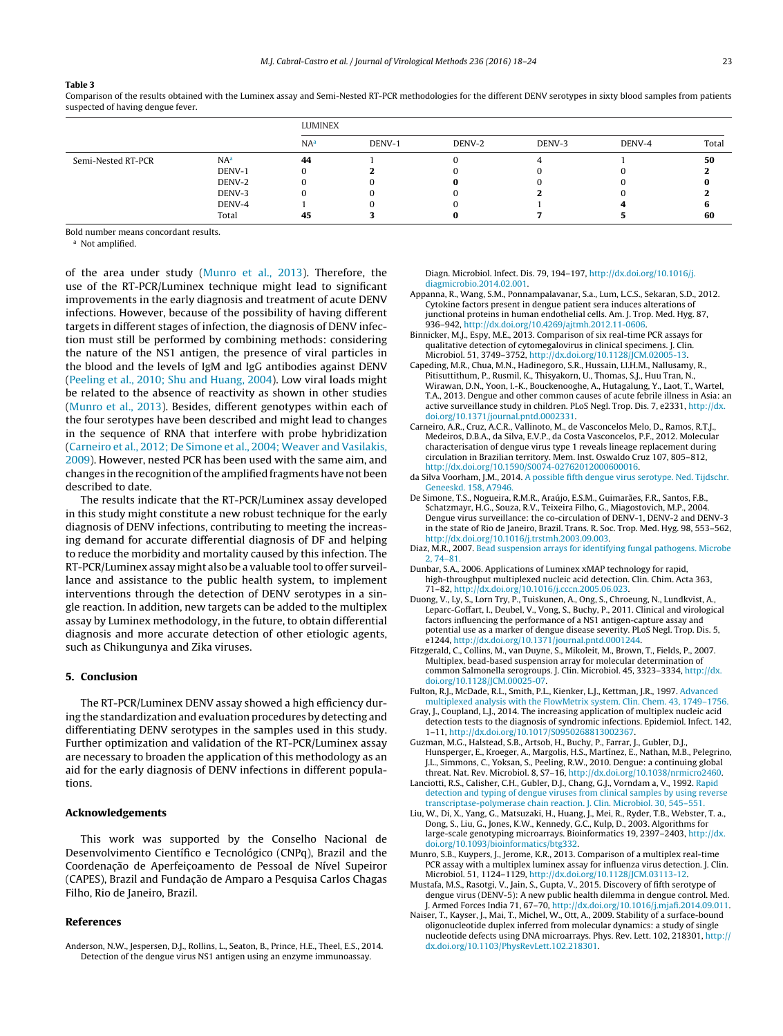**Table 3**
Comparison of the results obtained with the Luminex assay and Semi-Nested RT-PCR methodologies for the different DENV serotypes in sixty blood samples from patients suspected of having dengue fever.

| | | LUMINEX | | | | | |
|---|---|---|---|---|---|---|---|
| | | NA[a] | DENV-1 | DENV-2 | DENV-3 | DENV-4 | Total |
| Semi-Nested RT-PCR | NA[a] | **44** | 1 | 0 | 4 | 1 | **50** |
| | DENV-1 | 0 | **2** | 0 | 0 | 0 | **2** |
| | DENV-2 | 0 | 0 | **0** | 0 | 0 | **0** |
| | DENV-3 | 0 | 0 | 0 | **2** | 0 | **2** |
| | DENV-4 | 1 | 0 | 0 | 1 | **4** | **6** |
| | Total | **45** | **3** | **0** | **7** | **5** | **60** |

Bold number means concordant results.
[a] Not amplified.

of the area under study (Munro et al., 2013). Therefore, the use of the RT-PCR/Luminex technique might lead to significant improvements in the early diagnosis and treatment of acute DENV infections. However, because of the possibility of having different targets in different stages of infection, the diagnosis of DENV infection must still be performed by combining methods: considering the nature of the NS1 antigen, the presence of viral particles in the blood and the levels of IgM and IgG antibodies against DENV (Peeling et al., 2010; Shu and Huang, 2004). Low viral loads might be related to the absence of reactivity as shown in other studies (Munro et al., 2013). Besides, different genotypes within each of the four serotypes have been described and might lead to changes in the sequence of RNA that interfere with probe hybridization (Carneiro et al., 2012; De Simone et al., 2004; Weaver and Vasilakis, 2009). However, nested PCR has been used with the same aim, and changes in the recognition of the amplified fragments have not been described to date.

The results indicate that the RT-PCR/Luminex assay developed in this study might constitute a new robust technique for the early diagnosis of DENV infections, contributing to meeting the increasing demand for accurate differential diagnosis of DF and helping to reduce the morbidity and mortality caused by this infection. The RT-PCR/Luminex assay might also be a valuable tool to offer surveillance and assistance to the public health system, to implement interventions through the detection of DENV serotypes in a single reaction. In addition, new targets can be added to the multiplex assay by Luminex methodology, in the future, to obtain differential diagnosis and more accurate detection of other etiologic agents, such as Chikungunya and Zika viruses.

## 5. Conclusion

The RT-PCR/Luminex DENV assay showed a high efficiency during the standardization and evaluation procedures by detecting and differentiating DENV serotypes in the samples used in this study. Further optimization and validation of the RT-PCR/Luminex assay are necessary to broaden the application of this methodology as an aid for the early diagnosis of DENV infections in different populations.

## Acknowledgements

This work was supported by the Conselho Nacional de Desenvolvimento Científico e Tecnológico (CNPq), Brazil and the Coordenação de Aperfeiçoamento de Pessoal de Nível Superior (CAPES), Brazil and Fundação de Amparo a Pesquisa Carlos Chagas Filho, Rio de Janeiro, Brazil.

## References

Anderson, N.W., Jespersen, D.J., Rollins, L., Seaton, B., Prince, H.E., Theel, E.S., 2014. Detection of the dengue virus NS1 antigen using an enzyme immunoassay. Diagn. Microbiol. Infect. Dis. 79, 194–197, http://dx.doi.org/10.1016/j.diagmicrobio.2014.02.001.

Appanna, R., Wang, S.M., Ponnampalavanar, S.a., Lum, L.C.S., Sekaran, S.D., 2012. Cytokine factors present in dengue patient sera induces alterations of junctional proteins in human endothelial cells. Am. J. Trop. Med. Hyg. 87, 936–942, http://dx.doi.org/10.4269/ajtmh.2012.11-0606.

Binnicker, M.J., Espy, M.E., 2013. Comparison of six real-time PCR assays for qualitative detection of cytomegalovirus in clinical specimens. J. Clin. Microbiol. 51, 3749–3752, http://dx.doi.org/10.1128/JCM.02005-13.

Capeding, M.R., Chua, M.N., Hadinegoro, S.R., Hussain, I.I.H.M., Nallusamy, R., Pitisuttithum, P., Rusmil, K., Thisyakorn, U., Thomas, S.J., Huu Tran, N., Wirawan, D.N., Yoon, I.-K., Bouckenooghe, A., Hutagalung, Y., Laot, T., Wartel, T.A., 2013. Dengue and other common causes of acute febrile illness in Asia: an active surveillance study in children. PLoS Negl. Trop. Dis. 7, e2331, http://dx.doi.org/10.1371/journal.pntd.0002331.

Carneiro, A.R., Cruz, A.C.R., Vallinoto, M., de Vasconcelos Melo, D., Ramos, R.T.J., Medeiros, D.B.A., da Silva, E.V.P., da Costa Vasconcelos, P.F., 2012. Molecular characterisation of dengue virus type 1 reveals lineage replacement during circulation in Brazilian territory. Mem. Inst. Oswaldo Cruz 107, 805–812, http://dx.doi.org/10.1590/S0074-02762012000600016.

da Silva Voorham, J.M., 2014. A possible fifth dengue virus serotype. Ned. Tijdschr. Geneeskd. 158, A7946.

De Simone, T.S., Nogueira, R.M.R., Araújo, E.S.M., Guimarães, F.R., Santos, F.B., Schatzmayr, H.G., Souza, R.V., Teixeira Filho, G., Miagostovich, M.P., 2004. Dengue virus surveillance: the co-circulation of DENV-1, DENV-2 and DENV-3 in the state of Rio de Janeiro, Brazil. Trans. R. Soc. Trop. Med. Hyg. 98, 553–562, http://dx.doi.org/10.1016/j.trstmh.2003.09.003.

Diaz, M.R., 2007. Bead suspension arrays for identifying fungal pathogens. Microbe 2, 74–81.

Dunbar, S.A., 2006. Applications of Luminex xMAP technology for rapid, high-throughput multiplexed nucleic acid detection. Clin. Chim. Acta 363, 71–82, http://dx.doi.org/10.1016/j.cccn.2005.06.023.

Duong, V., Ly, S., Lorn Try, P., Tuiskunen, A., Ong, S., Chroeung, N., Lundkvist, A., Leparc-Goffart, I., Deubel, V., Vong, S., Buchy, P., 2011. Clinical and virological factors influencing the performance of a NS1 antigen-capture assay and potential use as a marker of dengue disease severity. PLoS Negl. Trop. Dis. 5, e1244, http://dx.doi.org/10.1371/journal.pntd.0001244.

Fitzgerald, C., Collins, M., van Duyne, S., Mikoleit, M., Brown, T., Fields, P., 2007. Multiplex, bead-based suspension array for molecular determination of common Salmonella serogroups. J. Clin. Microbiol. 45, 3323–3334, http://dx.doi.org/10.1128/JCM.00025-07.

Fulton, R.J., McDade, R.L., Smith, P.L., Kienker, L.J., Kettman, J.R., 1997. Advanced multiplexed analysis with the FlowMetrix system. Clin. Chem. 43, 1749–1756.

Gray, J., Coupland, L.J., 2014. The increasing application of multiplex nucleic acid detection tests to the diagnosis of syndromic infections. Epidemiol. Infect. 142, 1–11, http://dx.doi.org/10.1017/S0950268813002367.

Guzman, M.G., Halstead, S.B., Artsob, H., Buchy, P., Farrar, J., Gubler, D.J., Hunsperger, E., Kroeger, A., Margolis, H.S., Martínez, E., Nathan, M.B., Pelegrino, J.L., Simmons, C., Yoksan, S., Peeling, R.W., 2010. Dengue: a continuing global threat. Nat. Rev. Microbiol. 8, S7–16, http://dx.doi.org/10.1038/nrmicro2460.

Lanciotti, R.S., Calisher, C.H., Gubler, D.J., Chang, G.J., Vorndam a, V., 1992. Rapid detection and typing of dengue viruses from clinical samples by using reverse transcriptase-polymerase chain reaction. J. Clin. Microbiol. 30, 545–551.

Liu, W., Di, X., Yang, G., Matsuzaki, H., Huang, J., Mei, R., Ryder, T.B., Webster, T. a., Dong, S., Liu, G., Jones, K.W., Kennedy, G.C., Kulp, D., 2003. Algorithms for large-scale genotyping microarrays. Bioinformatics 19, 2397–2403, http://dx.doi.org/10.1093/bioinformatics/btg332.

Munro, S.B., Kuypers, J., Jerome, K.R., 2013. Comparison of a multiplex real-time PCR assay with a multiplex luminex assay for influenza virus detection. J. Clin. Microbiol. 51, 1124–1129, http://dx.doi.org/10.1128/JCM.03113-12.

Mustafa, M.S., Rasotgi, V., Jain, S., Gupta, V., 2015. Discovery of fifth serotype of dengue virus (DENV-5): A new public health dilemma in dengue control. Med. J. Armed Forces India 71, 67–70, http://dx.doi.org/10.1016/j.mjafi.2014.09.011.

Naiser, T., Kayser, J., Mai, T., Michel, W., Ott, A., 2009. Stability of a surface-bound oligonucleotide duplex inferred from molecular dynamics: a study of single nucleotide defects using DNA microarrays. Phys. Rev. Lett. 102, 218301, http://dx.doi.org/10.1103/PhysRevLett.102.218301.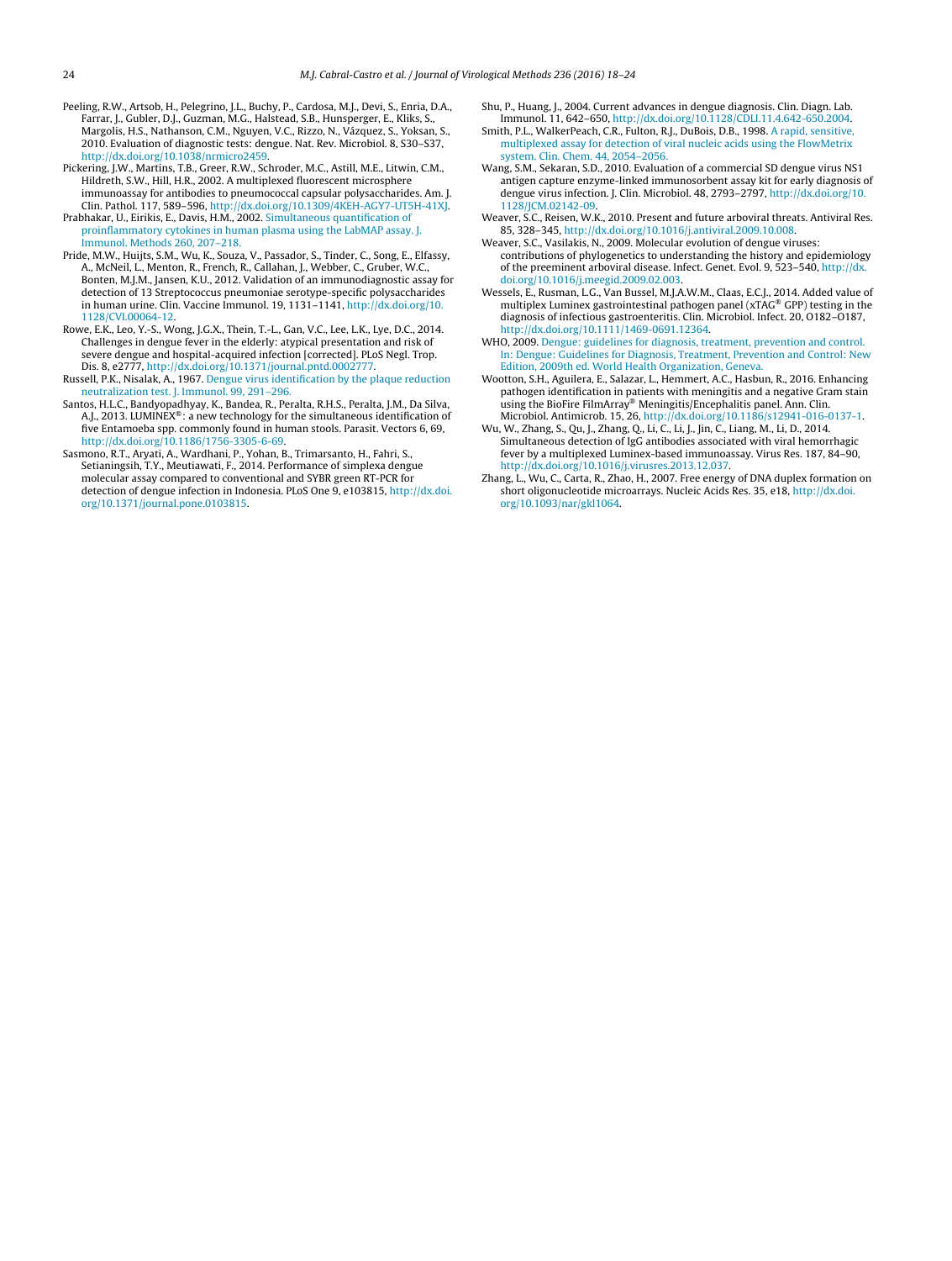Peeling, R.W., Artsob, H., Pelegrino, J.L., Buchy, P., Cardosa, M.J., Devi, S., Enria, D.A., Farrar, J., Gubler, D.J., Guzman, M.G., Halstead, S.B., Hunsperger, E., Kliks, S., Margolis, H.S., Nathanson, C.M., Nguyen, V.C., Rizzo, N., Vázquez, S., Yoksan, S., 2010. Evaluation of diagnostic tests: dengue. Nat. Rev. Microbiol. 8, S30–S37, http://dx.doi.org/10.1038/nrmicro2459.

Pickering, J.W., Martins, T.B., Greer, R.W., Schroder, M.C., Astill, M.E., Litwin, C.M., Hildreth, S.W., Hill, H.R., 2002. A multiplexed fluorescent microsphere immunoassay for antibodies to pneumococcal capsular polysaccharides. Am. J. Clin. Pathol. 117, 589–596, http://dx.doi.org/10.1309/4KEH-AGY7-UT5H-41XJ.

Prabhakar, U., Eirikis, E., Davis, H.M., 2002. Simultaneous quantification of proinflammatory cytokines in human plasma using the LabMAP assay. J. Immunol. Methods 260, 207–218.

Pride, M.W., Huijts, S.M., Wu, K., Souza, V., Passador, S., Tinder, C., Song, E., Elfassy, A., McNeil, L., Menton, R., French, R., Callahan, J., Webber, C., Gruber, W.C., Bonten, M.J.M., Jansen, K.U., 2012. Validation of an immunodiagnostic assay for detection of 13 Streptococcus pneumoniae serotype-specific polysaccharides in human urine. Clin. Vaccine Immunol. 19, 1131–1141, http://dx.doi.org/10.1128/CVI.00064-12.

Rowe, E.K., Leo, Y.-S., Wong, J.G.X., Thein, T.-L., Gan, V.C., Lee, L.K., Lye, D.C., 2014. Challenges in dengue fever in the elderly: atypical presentation and risk of severe dengue and hospital-acquired infection [corrected]. PLoS Negl. Trop. Dis. 8, e2777, http://dx.doi.org/10.1371/journal.pntd.0002777.

Russell, P.K., Nisalak, A., 1967. Dengue virus identification by the plaque reduction neutralization test. J. Immunol. 99, 291–296.

Santos, H.L.C., Bandyopadhyay, K., Bandea, R., Peralta, R.H.S., Peralta, J.M., Da Silva, A.J., 2013. LUMINEX®: a new technology for the simultaneous identification of five Entamoeba spp. commonly found in human stools. Parasit. Vectors 6, 69, http://dx.doi.org/10.1186/1756-3305-6-69.

Sasmono, R.T., Aryati, A., Wardhani, P., Yohan, B., Trimarsanto, H., Fahri, S., Setianingsih, T.Y., Meutiawati, F., 2014. Performance of simplexa dengue molecular assay compared to conventional and SYBR green RT-PCR for detection of dengue infection in Indonesia. PLoS One 9, e103815, http://dx.doi.org/10.1371/journal.pone.0103815.

Shu, P., Huang, J., 2004. Current advances in dengue diagnosis. Clin. Diagn. Lab. Immunol. 11, 642–650, http://dx.doi.org/10.1128/CDLI.11.4.642-650.2004.

Smith, P.L., WalkerPeach, C.R., Fulton, R.J., DuBois, D.B., 1998. A rapid, sensitive, multiplexed assay for detection of viral nucleic acids using the FlowMetrix system. Clin. Chem. 44, 2054–2056.

Wang, S.M., Sekaran, S.D., 2010. Evaluation of a commercial SD dengue virus NS1 antigen capture enzyme-linked immunosorbent assay kit for early diagnosis of dengue virus infection. J. Clin. Microbiol. 48, 2793–2797, http://dx.doi.org/10.1128/JCM.02142-09.

Weaver, S.C., Reisen, W.K., 2010. Present and future arboviral threats. Antiviral Res. 85, 328–345, http://dx.doi.org/10.1016/j.antiviral.2009.10.008.

Weaver, S.C., Vasilakis, N., 2009. Molecular evolution of dengue viruses: contributions of phylogenetics to understanding the history and epidemiology of the preeminent arboviral disease. Infect. Genet. Evol. 9, 523–540, http://dx.doi.org/10.1016/j.meegid.2009.02.003.

Wessels, E., Rusman, L.G., Van Bussel, M.J.A.W.M., Claas, E.C.J., 2014. Added value of multiplex Luminex gastrointestinal pathogen panel (xTAG® GPP) testing in the diagnosis of infectious gastroenteritis. Clin. Microbiol. Infect. 20, O182–O187, http://dx.doi.org/10.1111/1469-0691.12364.

WHO, 2009. Dengue: guidelines for diagnosis, treatment, prevention and control. In: Dengue: Guidelines for Diagnosis, Treatment, Prevention and Control: New Edition, 2009th ed. World Health Organization, Geneva.

Wootton, S.H., Aguilera, E., Salazar, L., Hemmert, A.C., Hasbun, R., 2016. Enhancing pathogen identification in patients with meningitis and a negative Gram stain using the BioFire FilmArray® Meningitis/Encephalitis panel. Ann. Clin. Microbiol. Antimicrob. 15, 26, http://dx.doi.org/10.1186/s12941-016-0137-1.

Wu, W., Zhang, S., Qu, J., Zhang, Q., Li, C., Li, J., Jin, C., Liang, M., Li, D., 2014. Simultaneous detection of IgG antibodies associated with viral hemorrhagic fever by a multiplexed Luminex-based immunoassay. Virus Res. 187, 84–90, http://dx.doi.org/10.1016/j.virusres.2013.12.037.

Zhang, L., Wu, C., Carta, R., Zhao, H., 2007. Free energy of DNA duplex formation on short oligonucleotide microarrays. Nucleic Acids Res. 35, e18, http://dx.doi.org/10.1093/nar/gkl1064.